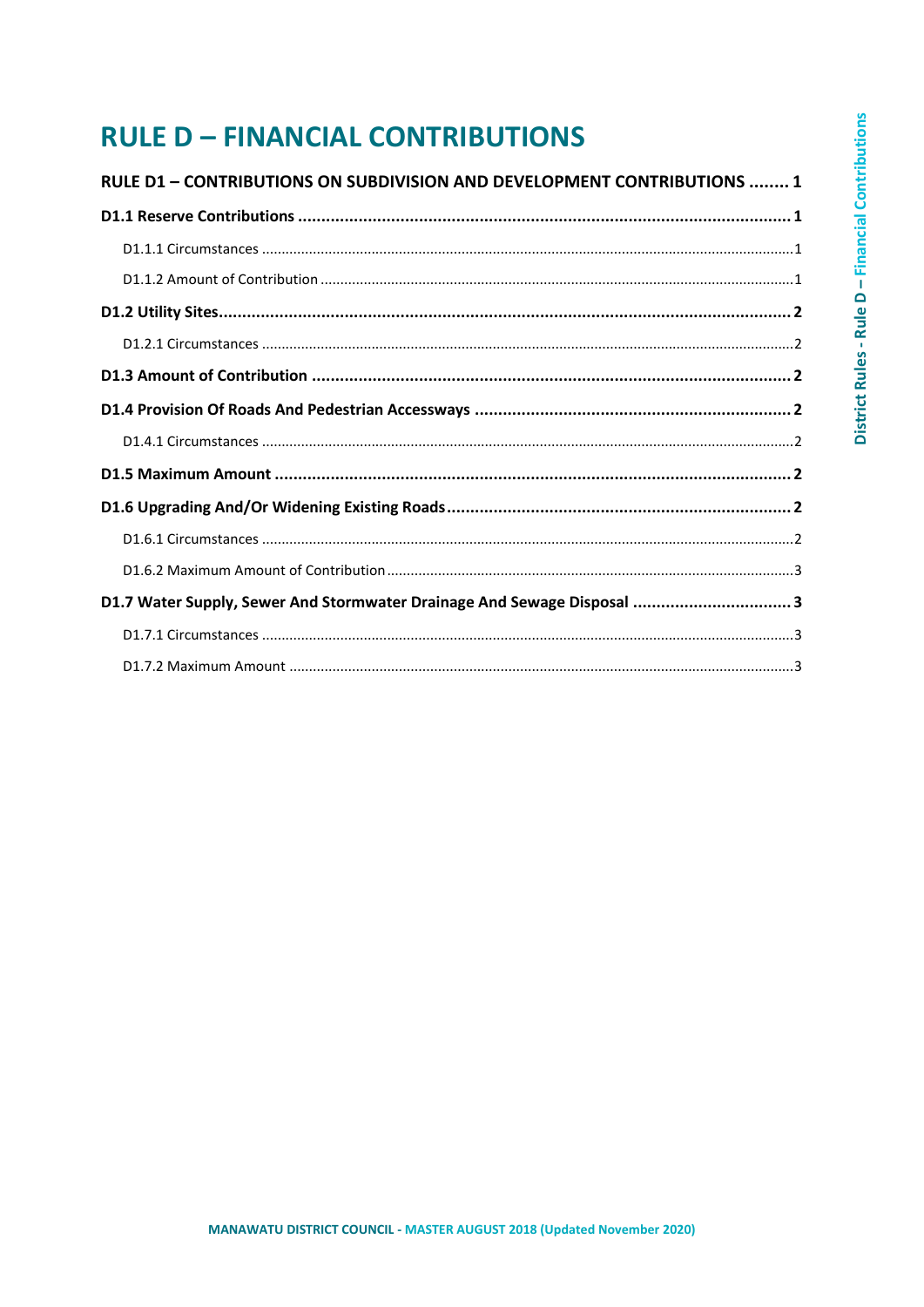# RULE D – FINANCIAL CONTRIBUTIONS

**RULE D1 – CONTRIBUTIONS ON SUBDIVISION AND DEVELOPMENT CONTRIBUTIONS ........ 1**

**D1.1 Reserve Contributions ........ 1**

- D1.1.1 Circumstances ........ 1
- D1.1.2 Amount of Contribution ........ 1

**D1.2 Utility Sites ........ 2**

- D1.2.1 Circumstances ........ 2

**D1.3 Amount of Contribution ........ 2**

**D1.4 Provision Of Roads And Pedestrian Accessways ........ 2**

- D1.4.1 Circumstances ........ 2

**D1.5 Maximum Amount ........ 2**

**D1.6 Upgrading And/Or Widening Existing Roads ........ 2**

- D1.6.1 Circumstances ........ 2
- D1.6.2 Maximum Amount of Contribution ........ 3

**D1.7 Water Supply, Sewer And Stormwater Drainage And Sewage Disposal ........ 3**

- D1.7.1 Circumstances ........ 3
- D1.7.2 Maximum Amount ........ 3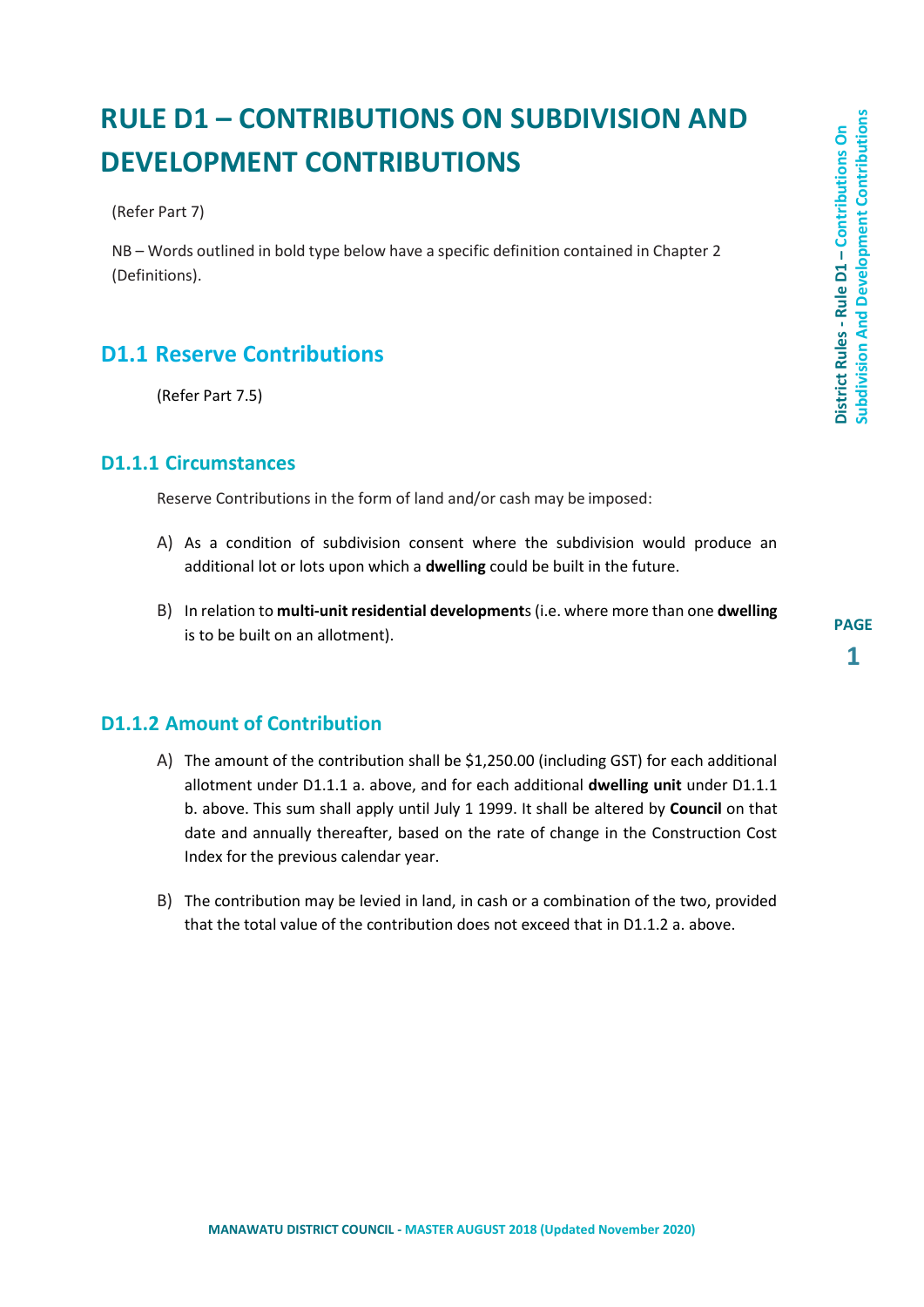# RULE D1 – CONTRIBUTIONS ON SUBDIVISION AND DEVELOPMENT CONTRIBUTIONS

(Refer Part 7)

NB – Words outlined in bold type below have a specific definition contained in Chapter 2 (Definitions).

## D1.1 Reserve Contributions

(Refer Part 7.5)

### D1.1.1 Circumstances

Reserve Contributions in the form of land and/or cash may be imposed:

A) As a condition of subdivision consent where the subdivision would produce an additional lot or lots upon which a **dwelling** could be built in the future.

B) In relation to **multi-unit residential development**s (i.e. where more than one **dwelling** is to be built on an allotment).

### D1.1.2 Amount of Contribution

A) The amount of the contribution shall be $1,250.00 (including GST) for each additional allotment under D1.1.1 a. above, and for each additional **dwelling unit** under D1.1.1 b. above. This sum shall apply until July 1 1999. It shall be altered by **Council** on that date and annually thereafter, based on the rate of change in the Construction Cost Index for the previous calendar year.

B) The contribution may be levied in land, in cash or a combination of the two, provided that the total value of the contribution does not exceed that in D1.1.2 a. above.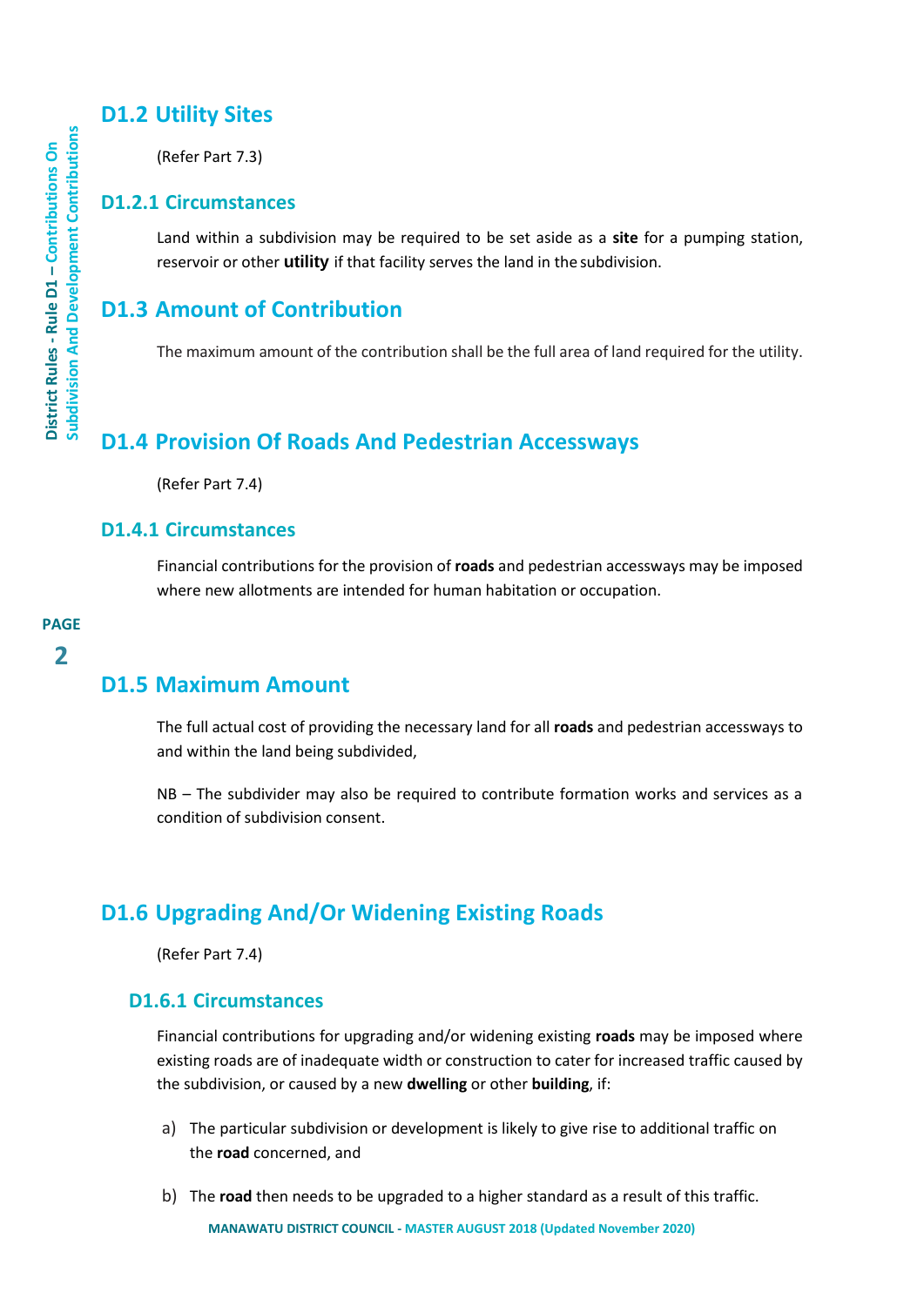## D1.2 Utility Sites

(Refer Part 7.3)

### D1.2.1 Circumstances

Land within a subdivision may be required to be set aside as a **site** for a pumping station, reservoir or other **utility** if that facility serves the land in the subdivision.

## D1.3 Amount of Contribution

The maximum amount of the contribution shall be the full area of land required for the utility.

## D1.4 Provision Of Roads And Pedestrian Accessways

(Refer Part 7.4)

### D1.4.1 Circumstances

Financial contributions for the provision of **roads** and pedestrian accessways may be imposed where new allotments are intended for human habitation or occupation.

## D1.5 Maximum Amount

The full actual cost of providing the necessary land for all **roads** and pedestrian accessways to and within the land being subdivided,

NB – The subdivider may also be required to contribute formation works and services as a condition of subdivision consent.

## D1.6 Upgrading And/Or Widening Existing Roads

(Refer Part 7.4)

### D1.6.1 Circumstances

Financial contributions for upgrading and/or widening existing **roads** may be imposed where existing roads are of inadequate width or construction to cater for increased traffic caused by the subdivision, or caused by a new **dwelling** or other **building**, if:

a) The particular subdivision or development is likely to give rise to additional traffic on the **road** concerned, and

b) The **road** then needs to be upgraded to a higher standard as a result of this traffic.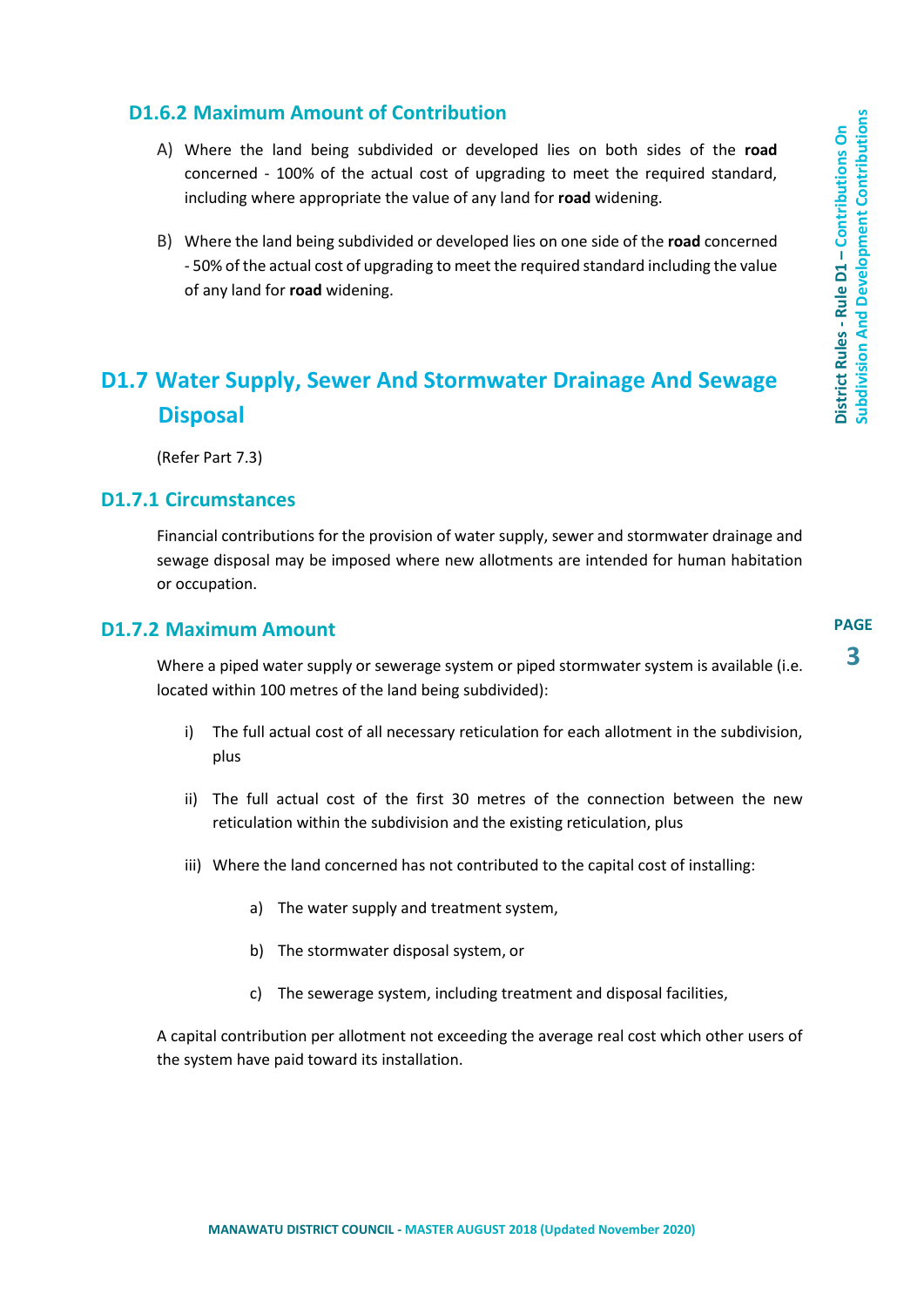### D1.6.2 Maximum Amount of Contribution

A) Where the land being subdivided or developed lies on both sides of the **road** concerned - 100% of the actual cost of upgrading to meet the required standard, including where appropriate the value of any land for **road** widening.

B) Where the land being subdivided or developed lies on one side of the **road** concerned - 50% of the actual cost of upgrading to meet the required standard including the value of any land for **road** widening.

## D1.7 Water Supply, Sewer And Stormwater Drainage And Sewage Disposal

(Refer Part 7.3)

### D1.7.1 Circumstances

Financial contributions for the provision of water supply, sewer and stormwater drainage and sewage disposal may be imposed where new allotments are intended for human habitation or occupation.

### D1.7.2 Maximum Amount

Where a piped water supply or sewerage system or piped stormwater system is available (i.e. located within 100 metres of the land being subdivided):

i) The full actual cost of all necessary reticulation for each allotment in the subdivision, plus

ii) The full actual cost of the first 30 metres of the connection between the new reticulation within the subdivision and the existing reticulation, plus

iii) Where the land concerned has not contributed to the capital cost of installing:

   a) The water supply and treatment system,

   b) The stormwater disposal system, or

   c) The sewerage system, including treatment and disposal facilities,

A capital contribution per allotment not exceeding the average real cost which other users of the system have paid toward its installation.